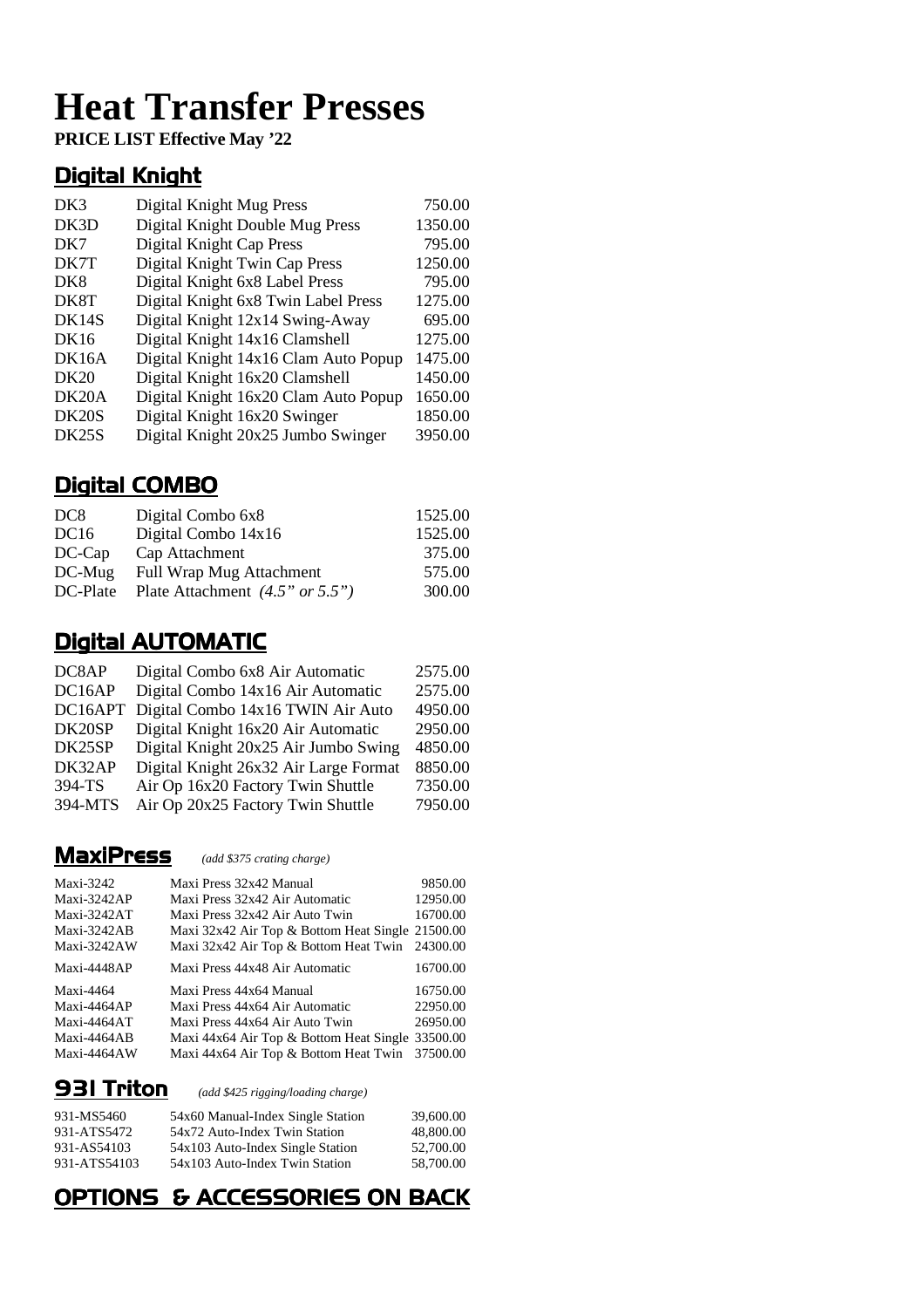# Heat Transfer Presses

**PRICE LIST Effective May '22**

## Digital Knight

| | | |
|---|---|---|
| DK3 | Digital Knight Mug Press | 750.00 |
| DK3D | Digital Knight Double Mug Press | 1350.00 |
| DK7 | Digital Knight Cap Press | 795.00 |
| DK7T | Digital Knight Twin Cap Press | 1250.00 |
| DK8 | Digital Knight 6x8 Label Press | 795.00 |
| DK8T | Digital Knight 6x8 Twin Label Press | 1275.00 |
| DK14S | Digital Knight 12x14 Swing-Away | 695.00 |
| DK16 | Digital Knight 14x16 Clamshell | 1275.00 |
| DK16A | Digital Knight 14x16 Clam Auto Popup | 1475.00 |
| DK20 | Digital Knight 16x20 Clamshell | 1450.00 |
| DK20A | Digital Knight 16x20 Clam Auto Popup | 1650.00 |
| DK20S | Digital Knight 16x20 Swinger | 1850.00 |
| DK25S | Digital Knight 20x25 Jumbo Swinger | 3950.00 |

## Digital COMBO

| | | |
|---|---|---|
| DC8 | Digital Combo 6x8 | 1525.00 |
| DC16 | Digital Combo 14x16 | 1525.00 |
| DC-Cap | Cap Attachment | 375.00 |
| DC-Mug | Full Wrap Mug Attachment | 575.00 |
| DC-Plate | Plate Attachment *(4.5" or 5.5")* | 300.00 |

## Digital AUTOMATIC

| | | |
|---|---|---|
| DC8AP | Digital Combo 6x8 Air Automatic | 2575.00 |
| DC16AP | Digital Combo 14x16 Air Automatic | 2575.00 |
| DC16APT | Digital Combo 14x16 TWIN Air Auto | 4950.00 |
| DK20SP | Digital Knight 16x20 Air Automatic | 2950.00 |
| DK25SP | Digital Knight 20x25 Air Jumbo Swing | 4850.00 |
| DK32AP | Digital Knight 26x32 Air Large Format | 8850.00 |
| 394-TS | Air Op 16x20 Factory Twin Shuttle | 7350.00 |
| 394-MTS | Air Op 20x25 Factory Twin Shuttle | 7950.00 |

## MaxiPress *(add $375 crating charge)*

| | | |
|---|---|---|
| Maxi-3242 | Maxi Press 32x42 Manual | 9850.00 |
| Maxi-3242AP | Maxi Press 32x42 Air Automatic | 12950.00 |
| Maxi-3242AT | Maxi Press 32x42 Air Auto Twin | 16700.00 |
| Maxi-3242AB | Maxi 32x42 Air Top & Bottom Heat Single | 21500.00 |
| Maxi-3242AW | Maxi 32x42 Air Top & Bottom Heat Twin | 24300.00 |
| Maxi-4448AP | Maxi Press 44x48 Air Automatic | 16700.00 |
| Maxi-4464 | Maxi Press 44x64 Manual | 16750.00 |
| Maxi-4464AP | Maxi Press 44x64 Air Automatic | 22950.00 |
| Maxi-4464AT | Maxi Press 44x64 Air Auto Twin | 26950.00 |
| Maxi-4464AB | Maxi 44x64 Air Top & Bottom Heat Single | 33500.00 |
| Maxi-4464AW | Maxi 44x64 Air Top & Bottom Heat Twin | 37500.00 |

## 931 Triton *(add $425 rigging/loading charge)*

| | | |
|---|---|---|
| 931-MS5460 | 54x60 Manual-Index Single Station | 39,600.00 |
| 931-ATS5472 | 54x72 Auto-Index Twin Station | 48,800.00 |
| 931-AS54103 | 54x103 Auto-Index Single Station | 52,700.00 |
| 931-ATS54103 | 54x103 Auto-Index Twin Station | 58,700.00 |

## OPTIONS & ACCESSORIES ON BACK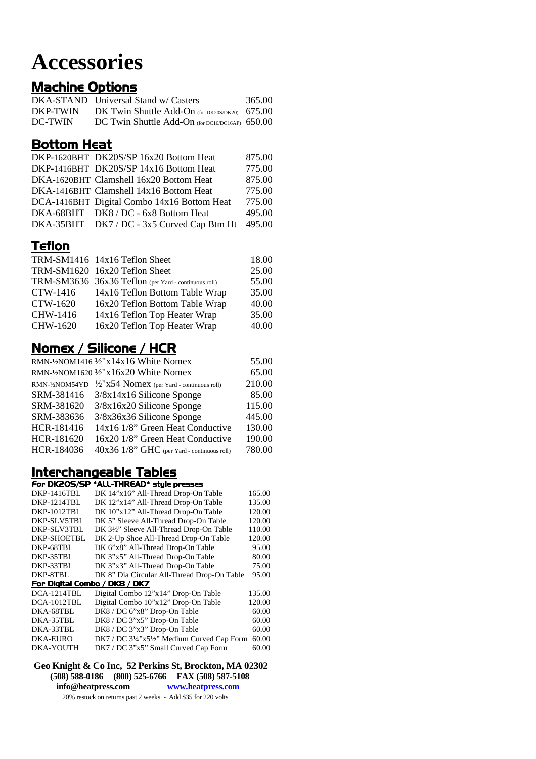# Accessories

## Machine Options

| | | |
|---|---|---|
| DKA-STAND | Universal Stand w/ Casters | 365.00 |
| DKP-TWIN | DK Twin Shuttle Add-On (for DK20S/DK20) | 675.00 |
| DC-TWIN | DC Twin Shuttle Add-On (for DC16/DC16AP) | 650.00 |

## Bottom Heat

| | | |
|---|---|---|
| DKP-1620BHT | DK20S/SP 16x20 Bottom Heat | 875.00 |
| DKP-1416BHT | DK20S/SP 14x16 Bottom Heat | 775.00 |
| DKA-1620BHT | Clamshell 16x20 Bottom Heat | 875.00 |
| DKA-1416BHT | Clamshell 14x16 Bottom Heat | 775.00 |
| DCA-1416BHT | Digital Combo 14x16 Bottom Heat | 775.00 |
| DKA-68BHT | DK8 / DC - 6x8 Bottom Heat | 495.00 |
| DKA-35BHT | DK7 / DC - 3x5 Curved Cap Btm Ht | 495.00 |

## Teflon

| | | |
|---|---|---|
| TRM-SM1416 | 14x16 Teflon Sheet | 18.00 |
| TRM-SM1620 | 16x20 Teflon Sheet | 25.00 |
| TRM-SM3636 | 36x36 Teflon (per Yard - continuous roll) | 55.00 |
| CTW-1416 | 14x16 Teflon Bottom Table Wrap | 35.00 |
| CTW-1620 | 16x20 Teflon Bottom Table Wrap | 40.00 |
| CHW-1416 | 14x16 Teflon Top Heater Wrap | 35.00 |
| CHW-1620 | 16x20 Teflon Top Heater Wrap | 40.00 |

## Nomex / Silicone / HCR

| | | |
|---|---|---|
| RMN-½NOM1416 | ½"x14x16 White Nomex | 55.00 |
| RMN-½NOM1620 | ½"x16x20 White Nomex | 65.00 |
| RMN-½NOM54YD | ½"x54 Nomex (per Yard - continuous roll) | 210.00 |
| SRM-381416 | 3/8x14x16 Silicone Sponge | 85.00 |
| SRM-381620 | 3/8x16x20 Silicone Sponge | 115.00 |
| SRM-383636 | 3/8x36x36 Silicone Sponge | 445.00 |
| HCR-181416 | 14x16 1/8" Green Heat Conductive | 130.00 |
| HCR-181620 | 16x20 1/8" Green Heat Conductive | 190.00 |
| HCR-184036 | 40x36 1/8" GHC (per Yard - continuous roll) | 780.00 |

## Interchangeable Tables

### For DK20S/SP "ALL-THREAD" style presses

| | | |
|---|---|---|
| DKP-1416TBL | DK 14"x16" All-Thread Drop-On Table | 165.00 |
| DKP-1214TBL | DK 12"x14" All-Thread Drop-On Table | 135.00 |
| DKP-1012TBL | DK 10"x12" All-Thread Drop-On Table | 120.00 |
| DKP-SLV5TBL | DK 5" Sleeve All-Thread Drop-On Table | 120.00 |
| DKP-SLV3TBL | DK 3½" Sleeve All-Thread Drop-On Table | 110.00 |
| DKP-SHOETBL | DK 2-Up Shoe All-Thread Drop-On Table | 120.00 |
| DKP-68TBL | DK 6"x8" All-Thread Drop-On Table | 95.00 |
| DKP-35TBL | DK 3"x5" All-Thread Drop-On Table | 80.00 |
| DKP-33TBL | DK 3"x3" All-Thread Drop-On Table | 75.00 |
| DKP-8TBL | DK 8" Dia Circular All-Thread Drop-On Table | 95.00 |

### For Digital Combo / DK8 / DK7

| | | |
|---|---|---|
| DCA-1214TBL | Digital Combo 12"x14" Drop-On Table | 135.00 |
| DCA-1012TBL | Digital Combo 10"x12" Drop-On Table | 120.00 |
| DKA-68TBL | DK8 / DC 6"x8" Drop-On Table | 60.00 |
| DKA-35TBL | DK8 / DC 3"x5" Drop-On Table | 60.00 |
| DKA-33TBL | DK8 / DC 3"x3" Drop-On Table | 60.00 |
| DKA-EURO | DK7 / DC 3¼"x5½" Medium Curved Cap Form | 60.00 |
| DKA-YOUTH | DK7 / DC 3"x5" Small Curved Cap Form | 60.00 |

**Geo Knight & Co Inc, 52 Perkins St, Brockton, MA 02302**
**(508) 588-0186 (800) 525-6766 FAX (508) 587-5108**
**info@heatpress.com www.heatpress.com**

20% restock on returns past 2 weeks - Add $35 for 220 volts